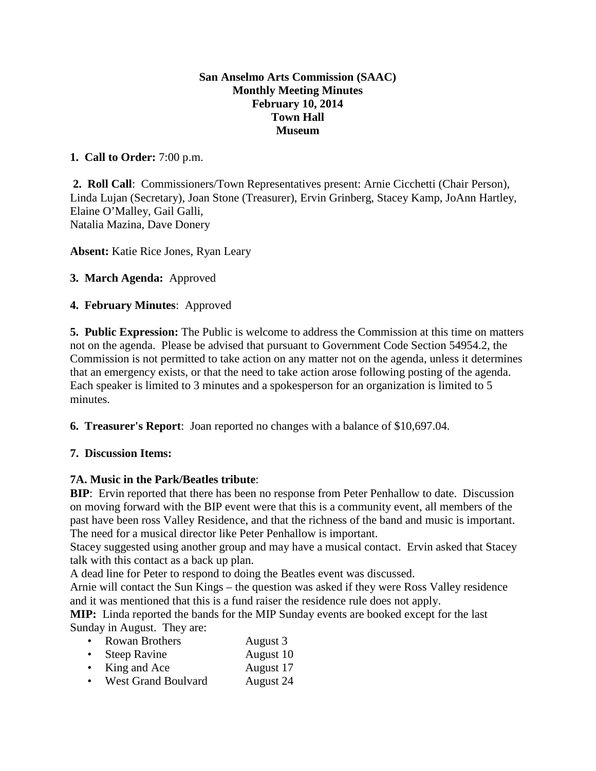**San Anselmo Arts Commission (SAAC)**
**Monthly Meeting Minutes**
**February 10, 2014**
**Town Hall**
**Museum**

**1. Call to Order:** 7:00 p.m.

**2. Roll Call**: Commissioners/Town Representatives present: Arnie Cicchetti (Chair Person), Linda Lujan (Secretary), Joan Stone (Treasurer), Ervin Grinberg, Stacey Kamp, JoAnn Hartley, Elaine O'Malley, Gail Galli,
Natalia Mazina, Dave Donery

**Absent:** Katie Rice Jones, Ryan Leary

**3. March Agenda:** Approved

**4. February Minutes**: Approved

**5. Public Expression:** The Public is welcome to address the Commission at this time on matters not on the agenda. Please be advised that pursuant to Government Code Section 54954.2, the Commission is not permitted to take action on any matter not on the agenda, unless it determines that an emergency exists, or that the need to take action arose following posting of the agenda. Each speaker is limited to 3 minutes and a spokesperson for an organization is limited to 5 minutes.

**6. Treasurer's Report**: Joan reported no changes with a balance of $10,697.04.

**7. Discussion Items:**

**7A. Music in the Park/Beatles tribute**:
**BIP**: Ervin reported that there has been no response from Peter Penhallow to date. Discussion on moving forward with the BIP event were that this is a community event, all members of the past have been ross Valley Residence, and that the richness of the band and music is important. The need for a musical director like Peter Penhallow is important.
Stacey suggested using another group and may have a musical contact. Ervin asked that Stacey talk with this contact as a back up plan.
A dead line for Peter to respond to doing the Beatles event was discussed.
Arnie will contact the Sun Kings – the question was asked if they were Ross Valley residence and it was mentioned that this is a fund raiser the residence rule does not apply.
**MIP:** Linda reported the bands for the MIP Sunday events are booked except for the last Sunday in August. They are:

- Rowan Brothers August 3
- Steep Ravine August 10
- King and Ace August 17
- West Grand Boulvard August 24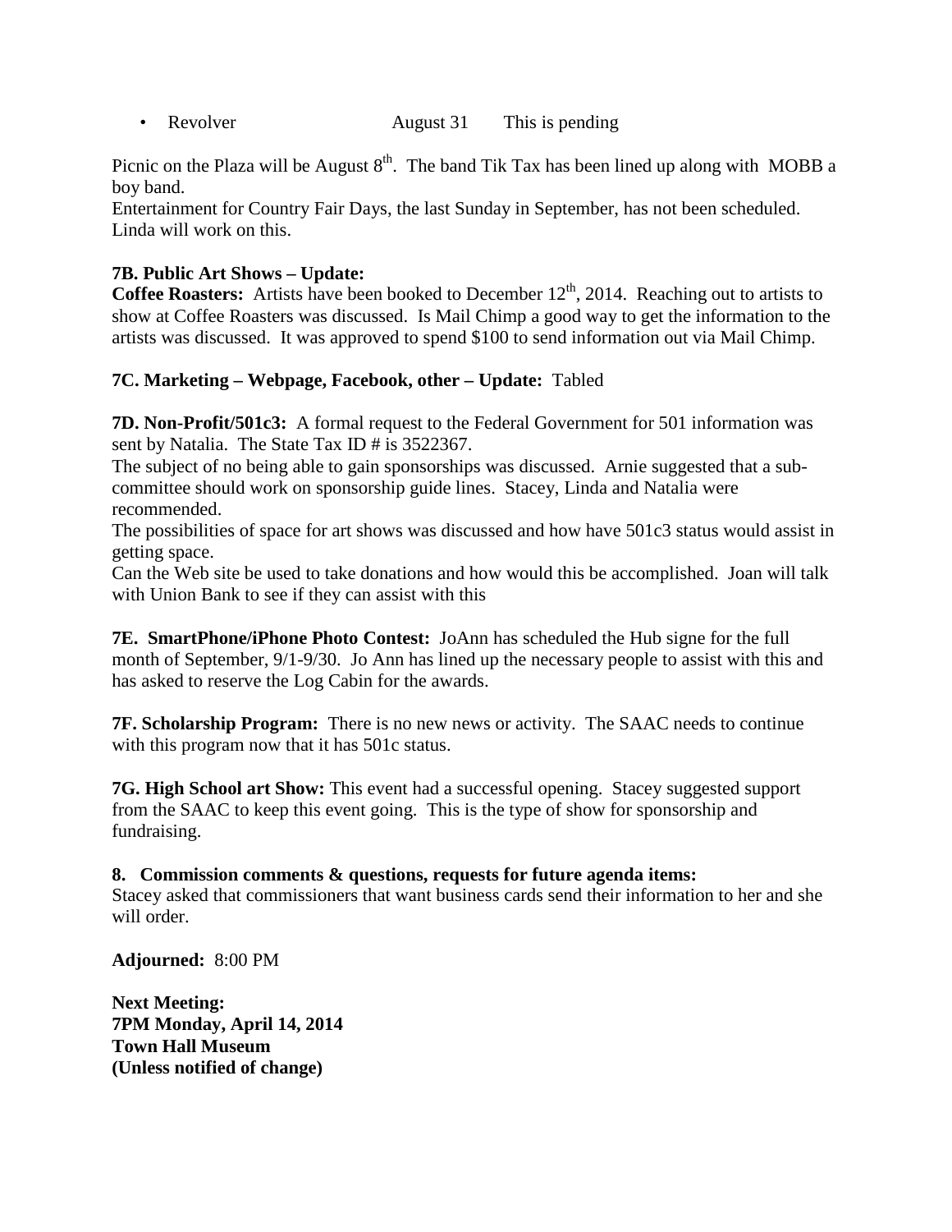- Revolver August 31 This is pending

Picnic on the Plaza will be August 8th. The band Tik Tax has been lined up along with MOBB a boy band.
Entertainment for Country Fair Days, the last Sunday in September, has not been scheduled. Linda will work on this.

**7B. Public Art Shows – Update:**
**Coffee Roasters:** Artists have been booked to December 12th, 2014. Reaching out to artists to show at Coffee Roasters was discussed. Is Mail Chimp a good way to get the information to the artists was discussed. It was approved to spend $100 to send information out via Mail Chimp.

**7C. Marketing – Webpage, Facebook, other – Update:** Tabled

**7D. Non-Profit/501c3:** A formal request to the Federal Government for 501 information was sent by Natalia. The State Tax ID # is 3522367.
The subject of no being able to gain sponsorships was discussed. Arnie suggested that a sub-committee should work on sponsorship guide lines. Stacey, Linda and Natalia were recommended.
The possibilities of space for art shows was discussed and how have 501c3 status would assist in getting space.
Can the Web site be used to take donations and how would this be accomplished. Joan will talk with Union Bank to see if they can assist with this

**7E. SmartPhone/iPhone Photo Contest:** JoAnn has scheduled the Hub signe for the full month of September, 9/1-9/30. Jo Ann has lined up the necessary people to assist with this and has asked to reserve the Log Cabin for the awards.

**7F. Scholarship Program:** There is no new news or activity. The SAAC needs to continue with this program now that it has 501c status.

**7G. High School art Show:** This event had a successful opening. Stacey suggested support from the SAAC to keep this event going. This is the type of show for sponsorship and fundraising.

**8. Commission comments & questions, requests for future agenda items:**
Stacey asked that commissioners that want business cards send their information to her and she will order.

**Adjourned:** 8:00 PM

**Next Meeting:**
**7PM Monday, April 14, 2014**
**Town Hall Museum**
**(Unless notified of change)**